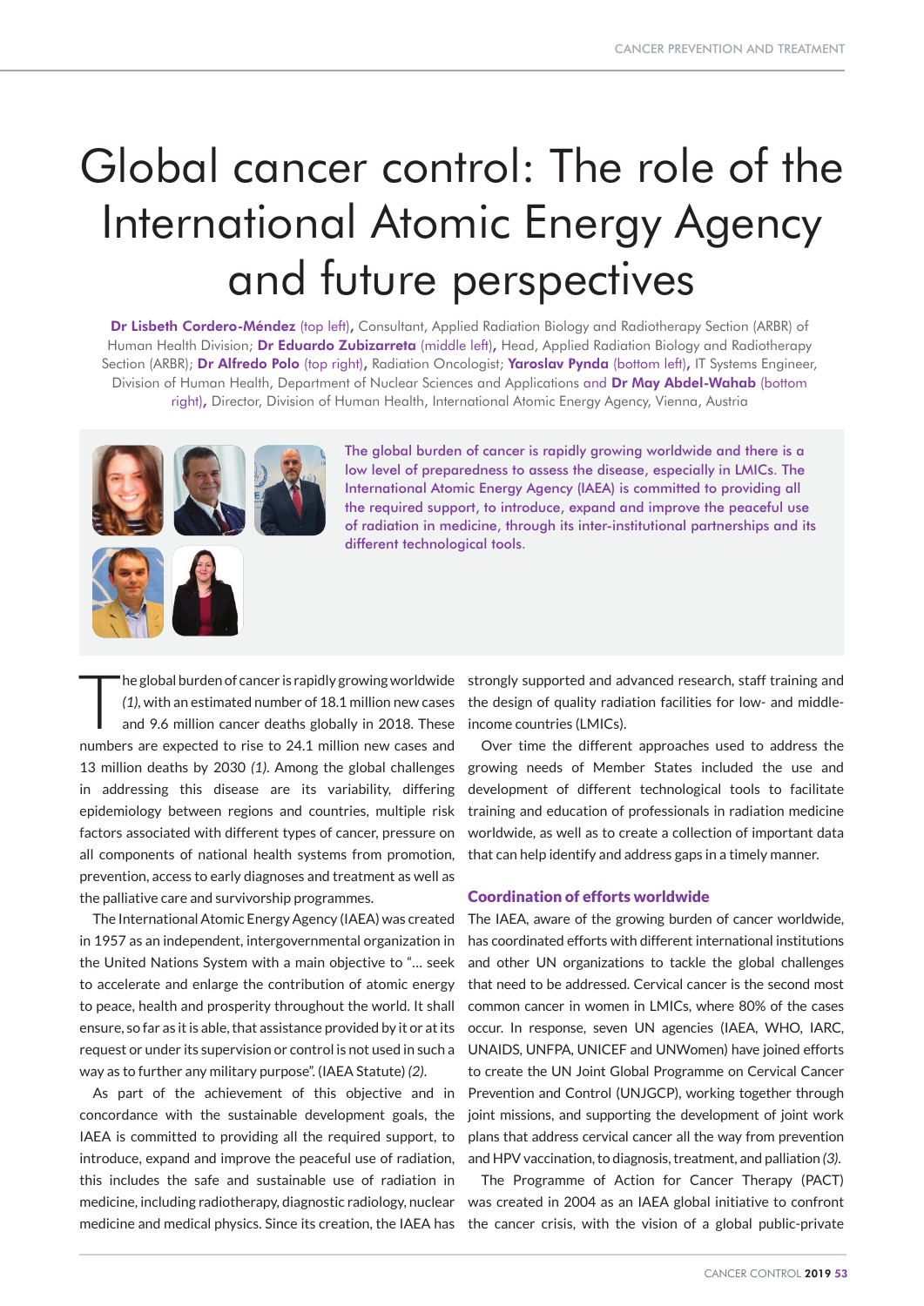# Global cancer control: The role of the International Atomic Energy Agency and future perspectives

**Dr Lisbeth Cordero-Méndez** (top left), Consultant, Applied Radiation Biology and Radiotherapy Section (ARBR) of Human Health Division; **Dr Eduardo Zubizarreta** (middle left), Head, Applied Radiation Biology and Radiotherapy Section (ARBR); **Dr Alfredo Polo** (top right), Radiation Oncologist; **Yaroslav Pynda** (bottom left), IT Systems Engineer, Division of Human Health, Department of Nuclear Sciences and Applications and **Dr May Abdel-Wahab** (bottom right), Director, Division of Human Health, International Atomic Energy Agency, Vienna, Austria

The global burden of cancer is rapidly growing worldwide and there is a low level of preparedness to assess the disease, especially in LMICs. The International Atomic Energy Agency (IAEA) is committed to providing all the required support, to introduce, expand and improve the peaceful use of radiation in medicine, through its inter-institutional partnerships and its different technological tools.

The global burden of cancer is rapidly growing worldwide *(1)*, with an estimated number of 18.1 million new cases and 9.6 million cancer deaths globally in 2018. These numbers are expected to rise to 24.1 million new cases and 13 million deaths by 2030 *(1)*. Among the global challenges in addressing this disease are its variability, differing epidemiology between regions and countries, multiple risk factors associated with different types of cancer, pressure on all components of national health systems from promotion, prevention, access to early diagnoses and treatment as well as the palliative care and survivorship programmes.

The International Atomic Energy Agency (IAEA) was created in 1957 as an independent, intergovernmental organization in the United Nations System with a main objective to "... seek to accelerate and enlarge the contribution of atomic energy to peace, health and prosperity throughout the world. It shall ensure, so far as it is able, that assistance provided by it or at its request or under its supervision or control is not used in such a way as to further any military purpose". (IAEA Statute) *(2)*.

As part of the achievement of this objective and in concordance with the sustainable development goals, the IAEA is committed to providing all the required support, to introduce, expand and improve the peaceful use of radiation, this includes the safe and sustainable use of radiation in medicine, including radiotherapy, diagnostic radiology, nuclear medicine and medical physics. Since its creation, the IAEA has strongly supported and advanced research, staff training and the design of quality radiation facilities for low- and middle-income countries (LMICs).

Over time the different approaches used to address the growing needs of Member States included the use and development of different technological tools to facilitate training and education of professionals in radiation medicine worldwide, as well as to create a collection of important data that can help identify and address gaps in a timely manner.

## Coordination of efforts worldwide

The IAEA, aware of the growing burden of cancer worldwide, has coordinated efforts with different international institutions and other UN organizations to tackle the global challenges that need to be addressed. Cervical cancer is the second most common cancer in women in LMICs, where 80% of the cases occur. In response, seven UN agencies (IAEA, WHO, IARC, UNAIDS, UNFPA, UNICEF and UNWomen) have joined efforts to create the UN Joint Global Programme on Cervical Cancer Prevention and Control (UNJGCP), working together through joint missions, and supporting the development of joint work plans that address cervical cancer all the way from prevention and HPV vaccination, to diagnosis, treatment, and palliation *(3)*.

The Programme of Action for Cancer Therapy (PACT) was created in 2004 as an IAEA global initiative to confront the cancer crisis, with the vision of a global public-private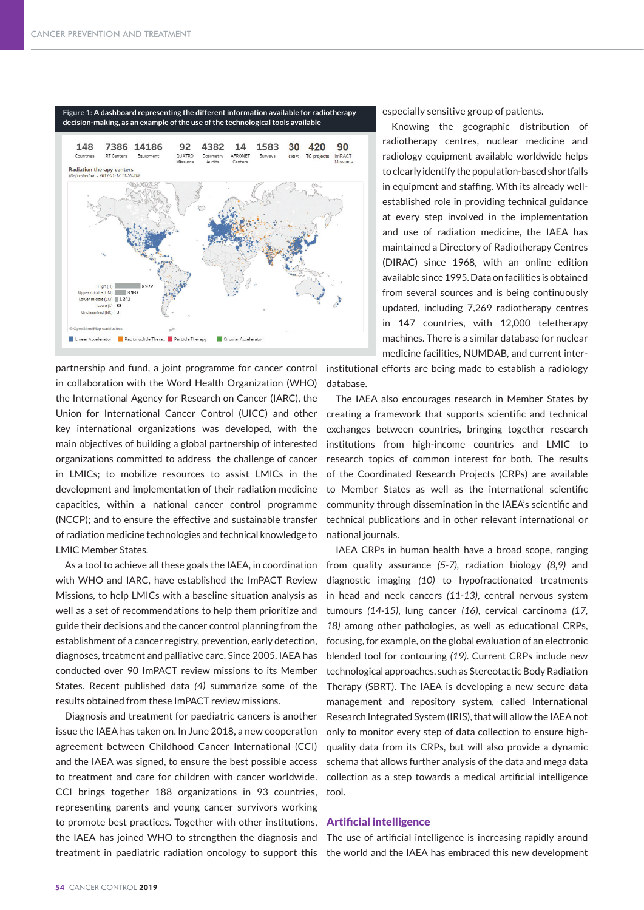Figure 1: A dashboard representing the different information available for radiotherapy decision-making, as an example of the use of the technological tools available

partnership and fund, a joint programme for cancer control in collaboration with the Word Health Organization (WHO) the International Agency for Research on Cancer (IARC), the Union for International Cancer Control (UICC) and other key international organizations was developed, with the main objectives of building a global partnership of interested organizations committed to address the challenge of cancer in LMICs; to mobilize resources to assist LMICs in the development and implementation of their radiation medicine capacities, within a national cancer control programme (NCCP); and to ensure the effective and sustainable transfer of radiation medicine technologies and technical knowledge to LMIC Member States.

As a tool to achieve all these goals the IAEA, in coordination with WHO and IARC, have established the ImPACT Review Missions, to help LMICs with a baseline situation analysis as well as a set of recommendations to help them prioritize and guide their decisions and the cancer control planning from the establishment of a cancer registry, prevention, early detection, diagnoses, treatment and palliative care. Since 2005, IAEA has conducted over 90 ImPACT review missions to its Member States. Recent published data *(4)* summarize some of the results obtained from these ImPACT review missions.

Diagnosis and treatment for paediatric cancers is another issue the IAEA has taken on. In June 2018, a new cooperation agreement between Childhood Cancer International (CCI) and the IAEA was signed, to ensure the best possible access to treatment and care for children with cancer worldwide. CCI brings together 188 organizations in 93 countries, representing parents and young cancer survivors working to promote best practices. Together with other institutions, the IAEA has joined WHO to strengthen the diagnosis and treatment in paediatric radiation oncology to support this especially sensitive group of patients.

Knowing the geographic distribution of radiotherapy centres, nuclear medicine and radiology equipment available worldwide helps to clearly identify the population-based shortfalls in equipment and staffing. With its already well-established role in providing technical guidance at every step involved in the implementation and use of radiation medicine, the IAEA has maintained a Directory of Radiotherapy Centres (DIRAC) since 1968, with an online edition available since 1995. Data on facilities is obtained from several sources and is being continuously updated, including 7,269 radiotherapy centres in 147 countries, with 12,000 teletherapy machines. There is a similar database for nuclear medicine facilities, NUMDAB, and current inter-institutional efforts are being made to establish a radiology database.

The IAEA also encourages research in Member States by creating a framework that supports scientific and technical exchanges between countries, bringing together research institutions from high-income countries and LMIC to research topics of common interest for both. The results of the Coordinated Research Projects (CRPs) are available to Member States as well as the international scientific community through dissemination in the IAEA's scientific and technical publications and in other relevant international or national journals.

IAEA CRPs in human health have a broad scope, ranging from quality assurance *(5-7)*, radiation biology *(8,9)* and diagnostic imaging *(10)* to hypofractionated treatments in head and neck cancers *(11-13)*, central nervous system tumours *(14-15)*, lung cancer *(16)*, cervical carcinoma *(17, 18)* among other pathologies, as well as educational CRPs, focusing, for example, on the global evaluation of an electronic blended tool for contouring *(19)*. Current CRPs include new technological approaches, such as Stereotactic Body Radiation Therapy (SBRT). The IAEA is developing a new secure data management and repository system, called International Research Integrated System (IRIS), that will allow the IAEA not only to monitor every step of data collection to ensure high-quality data from its CRPs, but will also provide a dynamic schema that allows further analysis of the data and mega data collection as a step towards a medical artificial intelligence tool.

## Artificial intelligence

The use of artificial intelligence is increasing rapidly around the world and the IAEA has embraced this new development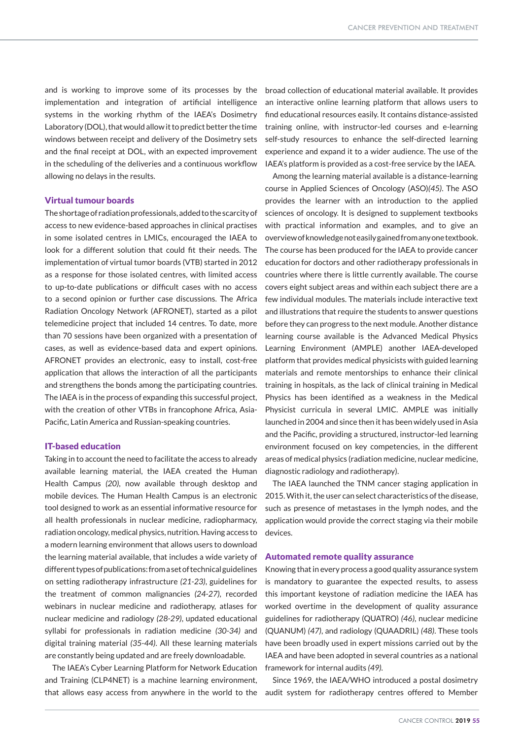and is working to improve some of its processes by the implementation and integration of artificial intelligence systems in the working rhythm of the IAEA's Dosimetry Laboratory (DOL), that would allow it to predict better the time windows between receipt and delivery of the Dosimetry sets and the final receipt at DOL, with an expected improvement in the scheduling of the deliveries and a continuous workflow allowing no delays in the results.

### Virtual tumour boards

The shortage of radiation professionals, added to the scarcity of access to new evidence-based approaches in clinical practises in some isolated centres in LMICs, encouraged the IAEA to look for a different solution that could fit their needs. The implementation of virtual tumor boards (VTB) started in 2012 as a response for those isolated centres, with limited access to up-to-date publications or difficult cases with no access to a second opinion or further case discussions. The Africa Radiation Oncology Network (AFRONET), started as a pilot telemedicine project that included 14 centres. To date, more than 70 sessions have been organized with a presentation of cases, as well as evidence-based data and expert opinions. AFRONET provides an electronic, easy to install, cost-free application that allows the interaction of all the participants and strengthens the bonds among the participating countries. The IAEA is in the process of expanding this successful project, with the creation of other VTBs in francophone Africa, Asia-Pacific, Latin America and Russian-speaking countries.

### IT-based education

Taking in to account the need to facilitate the access to already available learning material, the IAEA created the Human Health Campus *(20)*, now available through desktop and mobile devices. The Human Health Campus is an electronic tool designed to work as an essential informative resource for all health professionals in nuclear medicine, radiopharmacy, radiation oncology, medical physics, nutrition. Having access to a modern learning environment that allows users to download the learning material available, that includes a wide variety of different types of publications: from a set of technical guidelines on setting radiotherapy infrastructure *(21-23)*, guidelines for the treatment of common malignancies *(24-27)*, recorded webinars in nuclear medicine and radiotherapy, atlases for nuclear medicine and radiology *(28-29)*, updated educational syllabi for professionals in radiation medicine *(30-34)* and digital training material *(35-44)*. All these learning materials are constantly being updated and are freely downloadable.

The IAEA's Cyber Learning Platform for Network Education and Training (CLP4NET) is a machine learning environment, that allows easy access from anywhere in the world to the broad collection of educational material available. It provides an interactive online learning platform that allows users to find educational resources easily. It contains distance-assisted training online, with instructor-led courses and e-learning self-study resources to enhance the self-directed learning experience and expand it to a wider audience. The use of the IAEA's platform is provided as a cost-free service by the IAEA.

Among the learning material available is a distance-learning course in Applied Sciences of Oncology (ASO)*(45)*. The ASO provides the learner with an introduction to the applied sciences of oncology. It is designed to supplement textbooks with practical information and examples, and to give an overview of knowledge not easily gained from any one textbook. The course has been produced for the IAEA to provide cancer education for doctors and other radiotherapy professionals in countries where there is little currently available. The course covers eight subject areas and within each subject there are a few individual modules. The materials include interactive text and illustrations that require the students to answer questions before they can progress to the next module. Another distance learning course available is the Advanced Medical Physics Learning Environment (AMPLE) another IAEA-developed platform that provides medical physicists with guided learning materials and remote mentorships to enhance their clinical training in hospitals, as the lack of clinical training in Medical Physics has been identified as a weakness in the Medical Physicist curricula in several LMIC. AMPLE was initially launched in 2004 and since then it has been widely used in Asia and the Pacific, providing a structured, instructor-led learning environment focused on key competencies, in the different areas of medical physics (radiation medicine, nuclear medicine, diagnostic radiology and radiotherapy).

The IAEA launched the TNM cancer staging application in 2015. With it, the user can select characteristics of the disease, such as presence of metastases in the lymph nodes, and the application would provide the correct staging via their mobile devices.

### Automated remote quality assurance

Knowing that in every process a good quality assurance system is mandatory to guarantee the expected results, to assess this important keystone of radiation medicine the IAEA has worked overtime in the development of quality assurance guidelines for radiotherapy (QUATRO) *(46)*, nuclear medicine (QUANUM) *(47)*, and radiology (QUAADRIL) *(48)*. These tools have been broadly used in expert missions carried out by the IAEA and have been adopted in several countries as a national framework for internal audits *(49)*.

Since 1969, the IAEA/WHO introduced a postal dosimetry audit system for radiotherapy centres offered to Member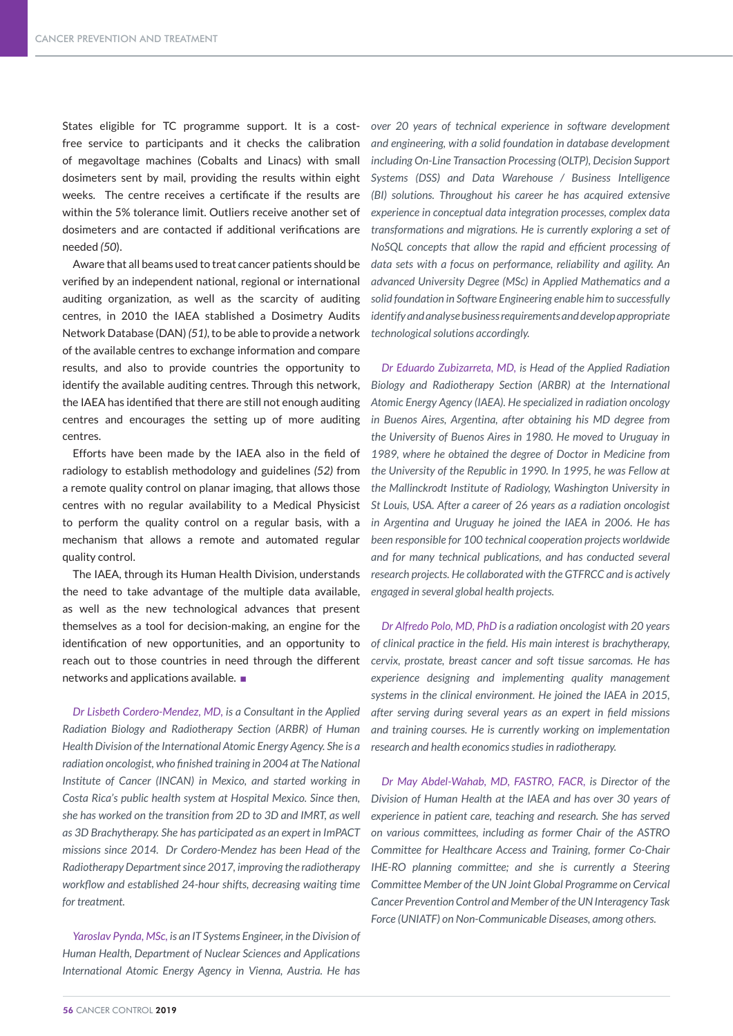States eligible for TC programme support. It is a cost-free service to participants and it checks the calibration of megavoltage machines (Cobalts and Linacs) with small dosimeters sent by mail, providing the results within eight weeks. The centre receives a certificate if the results are within the 5% tolerance limit. Outliers receive another set of dosimeters and are contacted if additional verifications are needed *(50)*.

Aware that all beams used to treat cancer patients should be verified by an independent national, regional or international auditing organization, as well as the scarcity of auditing centres, in 2010 the IAEA stablished a Dosimetry Audits Network Database (DAN) *(51)*, to be able to provide a network of the available centres to exchange information and compare results, and also to provide countries the opportunity to identify the available auditing centres. Through this network, the IAEA has identified that there are still not enough auditing centres and encourages the setting up of more auditing centres.

Efforts have been made by the IAEA also in the field of radiology to establish methodology and guidelines *(52)* from a remote quality control on planar imaging, that allows those centres with no regular availability to a Medical Physicist to perform the quality control on a regular basis, with a mechanism that allows a remote and automated regular quality control.

The IAEA, through its Human Health Division, understands the need to take advantage of the multiple data available, as well as the new technological advances that present themselves as a tool for decision-making, an engine for the identification of new opportunities, and an opportunity to reach out to those countries in need through the different networks and applications available. ■

*Dr Lisbeth Cordero-Mendez, MD, is a Consultant in the Applied Radiation Biology and Radiotherapy Section (ARBR) of Human Health Division of the International Atomic Energy Agency. She is a radiation oncologist, who finished training in 2004 at The National Institute of Cancer (INCAN) in Mexico, and started working in Costa Rica's public health system at Hospital Mexico. Since then, she has worked on the transition from 2D to 3D and IMRT, as well as 3D Brachytherapy. She has participated as an expert in ImPACT missions since 2014. Dr Cordero-Mendez has been Head of the Radiotherapy Department since 2017, improving the radiotherapy workflow and established 24-hour shifts, decreasing waiting time for treatment.*

*Yaroslav Pynda, MSc, is an IT Systems Engineer, in the Division of Human Health, Department of Nuclear Sciences and Applications International Atomic Energy Agency in Vienna, Austria. He has over 20 years of technical experience in software development and engineering, with a solid foundation in database development including On-Line Transaction Processing (OLTP), Decision Support Systems (DSS) and Data Warehouse / Business Intelligence (BI) solutions. Throughout his career he has acquired extensive experience in conceptual data integration processes, complex data transformations and migrations. He is currently exploring a set of NoSQL concepts that allow the rapid and efficient processing of data sets with a focus on performance, reliability and agility. An advanced University Degree (MSc) in Applied Mathematics and a solid foundation in Software Engineering enable him to successfully identify and analyse business requirements and develop appropriate technological solutions accordingly.*

*Dr Eduardo Zubizarreta, MD, is Head of the Applied Radiation Biology and Radiotherapy Section (ARBR) at the International Atomic Energy Agency (IAEA). He specialized in radiation oncology in Buenos Aires, Argentina, after obtaining his MD degree from the University of Buenos Aires in 1980. He moved to Uruguay in 1989, where he obtained the degree of Doctor in Medicine from the University of the Republic in 1990. In 1995, he was Fellow at the Mallinckrodt Institute of Radiology, Washington University in St Louis, USA. After a career of 26 years as a radiation oncologist in Argentina and Uruguay he joined the IAEA in 2006. He has been responsible for 100 technical cooperation projects worldwide and for many technical publications, and has conducted several research projects. He collaborated with the GTFRCC and is actively engaged in several global health projects.*

*Dr Alfredo Polo, MD, PhD is a radiation oncologist with 20 years of clinical practice in the field. His main interest is brachytherapy, cervix, prostate, breast cancer and soft tissue sarcomas. He has experience designing and implementing quality management systems in the clinical environment. He joined the IAEA in 2015, after serving during several years as an expert in field missions and training courses. He is currently working on implementation research and health economics studies in radiotherapy.*

*Dr May Abdel-Wahab, MD, FASTRO, FACR, is Director of the Division of Human Health at the IAEA and has over 30 years of experience in patient care, teaching and research. She has served on various committees, including as former Chair of the ASTRO Committee for Healthcare Access and Training, former Co-Chair IHE-RO planning committee; and she is currently a Steering Committee Member of the UN Joint Global Programme on Cervical Cancer Prevention Control and Member of the UN Interagency Task Force (UNIATF) on Non-Communicable Diseases, among others.*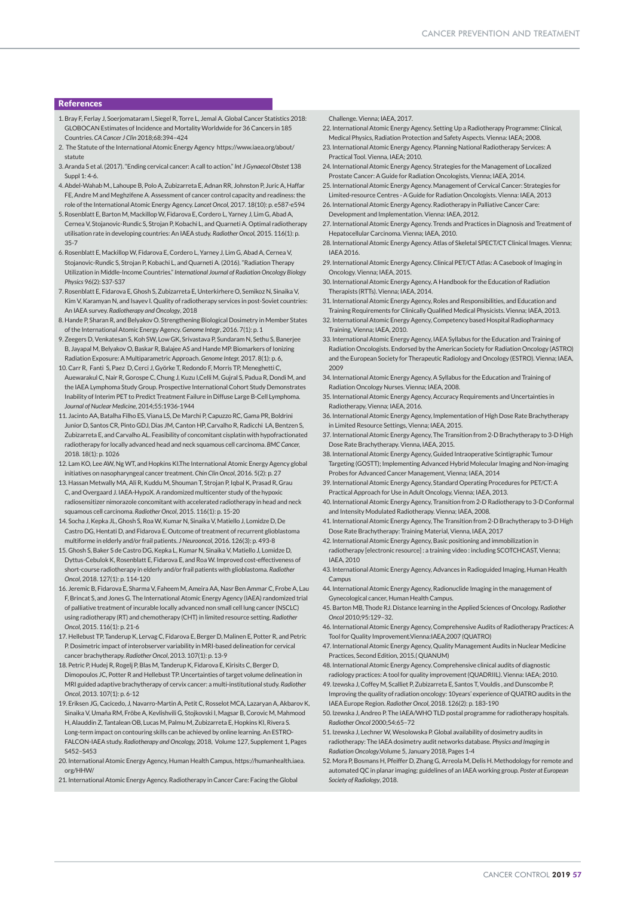## References

1. Bray F, Ferlay J, Soerjomataram I, Siegel R, Torre L, Jemal A. Global Cancer Statistics 2018: GLOBOCAN Estimates of Incidence and Mortality Worldwide for 36 Cancers in 185 Countries. *CA Cancer J Clin* 2018;68:394–424
2. The Statute of the International Atomic Energy Agency https://www.iaea.org/about/statute
3. Aranda S et al. (2017). "Ending cervical cancer: A call to action." *Int J Gynaecol Obstet* 138 Suppl 1: 4-6.
4. Abdel-Wahab M., Lahoupe B, Polo A, Zubizarreta E, Adnan RR, Johnston P, Juric A, Haffar FE, Andre M and Meghzifene A. Assessment of cancer control capacity and readiness: the role of the International Atomic Energy Agency. *Lancet Oncol*, 2017. 18(10): p. e587-e594
5. Rosenblatt E, Barton M, Mackillop W, Fidarova E, Cordero L, Yarney J, Lim G, Abad A, Cernea V, Stojanovic-Rundic S, Strojan P, Kobachi L, and Quarneti A. Optimal radiotherapy utilisation rate in developing countries: An IAEA study. *Radiother Oncol*, 2015. 116(1): p. 35-7
6. Rosenblatt E, Mackillop W, Fidarova E, Cordero L, Yarney J, Lim G, Abad A, Cernea V, Stojanovic-Rundic S, Strojan P, Kobachi L, and Quarneti A. (2016). "Radiation Therapy Utilization in Middle-Income Countries." *International Journal of Radiation Oncology Biology Physics* 96(2): S37-S37
7. Rosenblatt E, Fidarova E, Ghosh S, Zubizarreta E, Unterkirhere O, Semikoz N, Sinaika V, Kim V, Karamyan N, and Isayev I. Quality of radiotherapy services in post-Soviet countries: An IAEA survey. *Radiotherapy and Oncology*, 2018
8. Hande P, Sharan R, and Belyakov O. Strengthening Biological Dosimetry in Member States of the International Atomic Energy Agency. *Genome Integr*, 2016. 7(1): p. 1
9. Zeegers D, Venkatesan S, Koh SW, Low GK, Srivastava P, Sundaram N, Sethu S, Banerjee B, Jayapal M, Belyakov O, Baskar R, Balajee AS and Hande MP. Biomarkers of Ionizing Radiation Exposure: A Multiparametric Approach. *Genome Integr*, 2017. 8(1): p. 6,
10. Carr R, Fanti S, Paez D, Cerci J, Györke T, Redondo F, Morris TP, Meneghetti C, Auewarakul C, Nair R, Gorospe C, Chung J, Kuzu I,Celli M, Gujral S, Padua R, Dondi M, and the IAEA Lymphoma Study Group. Prospective International Cohort Study Demonstrates Inability of Interim PET to Predict Treatment Failure in Diffuse Large B-Cell Lymphoma. *Journal of Nuclear Medicine*, 2014;55:1936-1944
11. Jacinto AA, Batalha Filho ES, Viana LS, De Marchi P, Capuzzo RC, Gama PR, Boldrini Junior D, Santos CR, Pinto GDJ, Dias JM, Canton HP, Carvalho R, Radicchi LA, Bentzen S, Zubizarreta E, and Carvalho AL. Feasibility of concomitant cisplatin with hypofractionated radiotherapy for locally advanced head and neck squamous cell carcinoma. *BMC Cancer*, 2018. 18(1): p. 1026
12. Lam KO, Lee AW, Ng WT, and Hopkins KI.The International Atomic Energy Agency global initiatives on nasopharyngeal cancer treatment. *Chin Clin Oncol*, 2016. 5(2): p. 27
13. Hassan Metwally MA, Ali R, Kuddu M, Shouman T, Strojan P, Iqbal K, Prasad R, Grau C, and Overgaard J. IAEA-HypoX. A randomized multicenter study of the hypoxic radiosensitizer nimorazole concomitant with accelerated radiotherapy in head and neck squamous cell carcinoma. *Radiother Oncol*, 2015. 116(1): p. 15-20
14. Socha J, Kepka JL, Ghosh S, Roa W, Kumar N, Sinaika V, Matiello J, Lomidze D, De Castro DG, Hentati D, and Fidarova E. Outcome of treatment of recurrent glioblastoma multiforme in elderly and/or frail patients. *J Neurooncol*, 2016. 126(3): p. 493-8
15. Ghosh S, Baker S de Castro DG, Kepka L, Kumar N, Sinaika V, Matiello J, Lomidze D, Dyttus-Cebulok K, Rosenblatt E, Fidarova E, and Roa W. Improved cost-effectiveness of short-course radiotherapy in elderly and/or frail patients with glioblastoma. *Radiother Oncol*, 2018. 127(1): p. 114-120
16. Jeremic B, Fidarova E, Sharma V, Faheem M, Ameira AA, Nasr Ben Ammar C, Frobe A, Lau F, Brincat S, and Jones G. The International Atomic Energy Agency (IAEA) randomized trial of palliative treatment of incurable locally advanced non small cell lung cancer (NSCLC) using radiotherapy (RT) and chemotherapy (CHT) in limited resource setting. *Radiother Oncol*, 2015. 116(1): p. 21-6
17. Hellebust TP, Tanderup K, Lervag C, Fidarova E, Berger D, Malinen E, Potter R, and Petric P. Dosimetric impact of interobserver variability in MRI-based delineation for cervical cancer brachytherapy. *Radiother Oncol*, 2013. 107(1): p. 13-9
18. Petric P, Hudej R, Rogelj P, Blas M, Tanderup K, Fidarova E, Kirisits C, Berger D, Dimopoulos JC, Potter R and Hellebust TP. Uncertainties of target volume delineation in MRI guided adaptive brachytherapy of cervix cancer: a multi-institutional study. *Radiother Oncol*, 2013. 107(1): p. 6-12
19. Eriksen JG, Cacicedo, J, Navarro-Martin A, Petit C, Rosselot MCA, Lazaryan A, Akbarov K, Sinaika V, Umaña RM, Fröbe A, Kevlishvili G, Stojkovski I, Magsar B, Corovic M, Mahmood H, Alauddin Z, Tantalean OB, Lucas M, Palmu M, Zubizarreta E, Hopkins KI, Rivera S. Long-term impact on contouring skills can be achieved by online learning. An ESTRO-FALCON-IAEA study. *Radiotherapy and Oncology*, 2018, Volume 127, Supplement 1, Pages S452–S453
20. International Atomic Energy Agency, Human Health Campus, https://humanhealth.iaea.org/HHW/
21. International Atomic Energy Agency. Radiotherapy in Cancer Care: Facing the Global Challenge. Vienna; IAEA, 2017.
22. International Atomic Energy Agency. Setting Up a Radiotherapy Programme: Clinical, Medical Physics, Radiation Protection and Safety Aspects. Vienna: IAEA; 2008.
23. International Atomic Energy Agency. Planning National Radiotherapy Services: A Practical Tool. Vienna, IAEA; 2010.
24. International Atomic Energy Agency. Strategies for the Management of Localized Prostate Cancer: A Guide for Radiation Oncologists, Vienna; IAEA, 2014.
25. International Atomic Energy Agency. Management of Cervical Cancer: Strategies for Limited-resource Centres - A Guide for Radiation Oncologists. Vienna: IAEA, 2013
26. International Atomic Energy Agency. Radiotherapy in Palliative Cancer Care: Development and Implementation. Vienna: IAEA, 2012.
27. International Atomic Energy Agency. Trends and Practices in Diagnosis and Treatment of Hepatocellular Carcinoma. Vienna; IAEA, 2010.
28. International Atomic Energy Agency. Atlas of Skeletal SPECT/CT Clinical Images. Vienna; IAEA 2016.
29. International Atomic Energy Agency. Clinical PET/CT Atlas: A Casebook of Imaging in Oncology. Vienna; IAEA, 2015.
30. International Atomic Energy Agency, A Handbook for the Education of Radiation Therapists (RTTs). Vienna; IAEA, 2014.
31. International Atomic Energy Agency, Roles and Responsibilities, and Education and Training Requirements for Clinically Qualified Medical Physicists. Vienna; IAEA, 2013.
32. International Atomic Energy Agency, Competency based Hospital Radiopharmacy Training, Vienna; IAEA, 2010.
33. International Atomic Energy Agency, IAEA Syllabus for the Education and Training of Radiation Oncologists. Endorsed by the American Society for Radiation Oncology (ASTRO) and the European Society for Therapeutic Radiology and Oncology (ESTRO). Vienna; IAEA, 2009
34. International Atomic Energy Agency, A Syllabus for the Education and Training of Radiation Oncology Nurses. Vienna; IAEA, 2008.
35. International Atomic Energy Agency, Accuracy Requirements and Uncertainties in Radiotherapy, Vienna; IAEA, 2016.
36. International Atomic Energy Agency, Implementation of High Dose Rate Brachytherapy in Limited Resource Settings, Vienna; IAEA, 2015.
37. International Atomic Energy Agency, The Transition from 2-D Brachytherapy to 3-D High Dose Rate Brachytherapy. Vienna, IAEA, 2015.
38. International Atomic Energy Agency, Guided Intraoperative Scintigraphic Tumour Targeting (GOSTT); Implementing Advanced Hybrid Molecular Imaging and Non-imaging Probes for Advanced Cancer Management, Vienna; IAEA, 2014
39. International Atomic Energy Agency, Standard Operating Procedures for PET/CT: A Practical Approach for Use in Adult Oncology, Vienna; IAEA, 2013.
40. International Atomic Energy Agency, Transition from 2-D Radiotherapy to 3-D Conformal and Intensity Modulated Radiotherapy. Vienna; IAEA, 2008.
41. International Atomic Energy Agency, The Transition from 2-D Brachytherapy to 3-D High Dose Rate Brachytherapy: Training Material, Vienna, IAEA, 2017
42. International Atomic Energy Agency, Basic positioning and immobilization in radiotherapy [electronic resource] : a training video : including SCOTCHCAST, Vienna; IAEA, 2010
43. International Atomic Energy Agency, Advances in Radioguided Imaging, Human Health Campus
44. International Atomic Energy Agency, Radionuclide Imaging in the management of Gynecological cancer, Human Health Campus.
45. Barton MB, Thode RJ. Distance learning in the Applied Sciences of Oncology. *Radiother Oncol* 2010;95:129–32.
46. International Atomic Energy Agency, Comprehensive Audits of Radiotherapy Practices: A Tool for Quality Improvement.Vienna:IAEA,2007 (QUATRO)
47. International Atomic Energy Agency, Quality Management Audits in Nuclear Medicine Practices, Second Edition, 2015.( QUANUM)
48. International Atomic Energy Agency. Comprehensive clinical audits of diagnostic radiology practices: A tool for quality improvement (QUADRIIL). Vienna: IAEA; 2010.
49. Izewska J, Coffey M, Scalliet P, Zubizarreta E, Santos T, Vouldis , and Dunscombe P, Improving the quality of radiation oncology: 10years' experience of QUATRO audits in the IAEA Europe Region. *Radiother Oncol*, 2018. 126(2): p. 183-190
50. Izewska J, Andreo P. The IAEA/WHO TLD postal programme for radiotherapy hospitals. *Radiother Oncol* 2000;54:65–72
51. Izewska J, Lechner W, Wesolowska P. Global availability of dosimetry audits in radiotherapy: The IAEA dosimetry audit networks database. *Physics and Imaging in Radiation Oncology*.Volume 5, January 2018, Pages 1-4
52. Mora P, Bosmans H, Pfeiffer D, Zhang G, Arreola M, Delis H. Methodology for remote and automated QC in planar imaging: guidelines of an IAEA working group. *Poster at European Society of Radiology*, 2018.